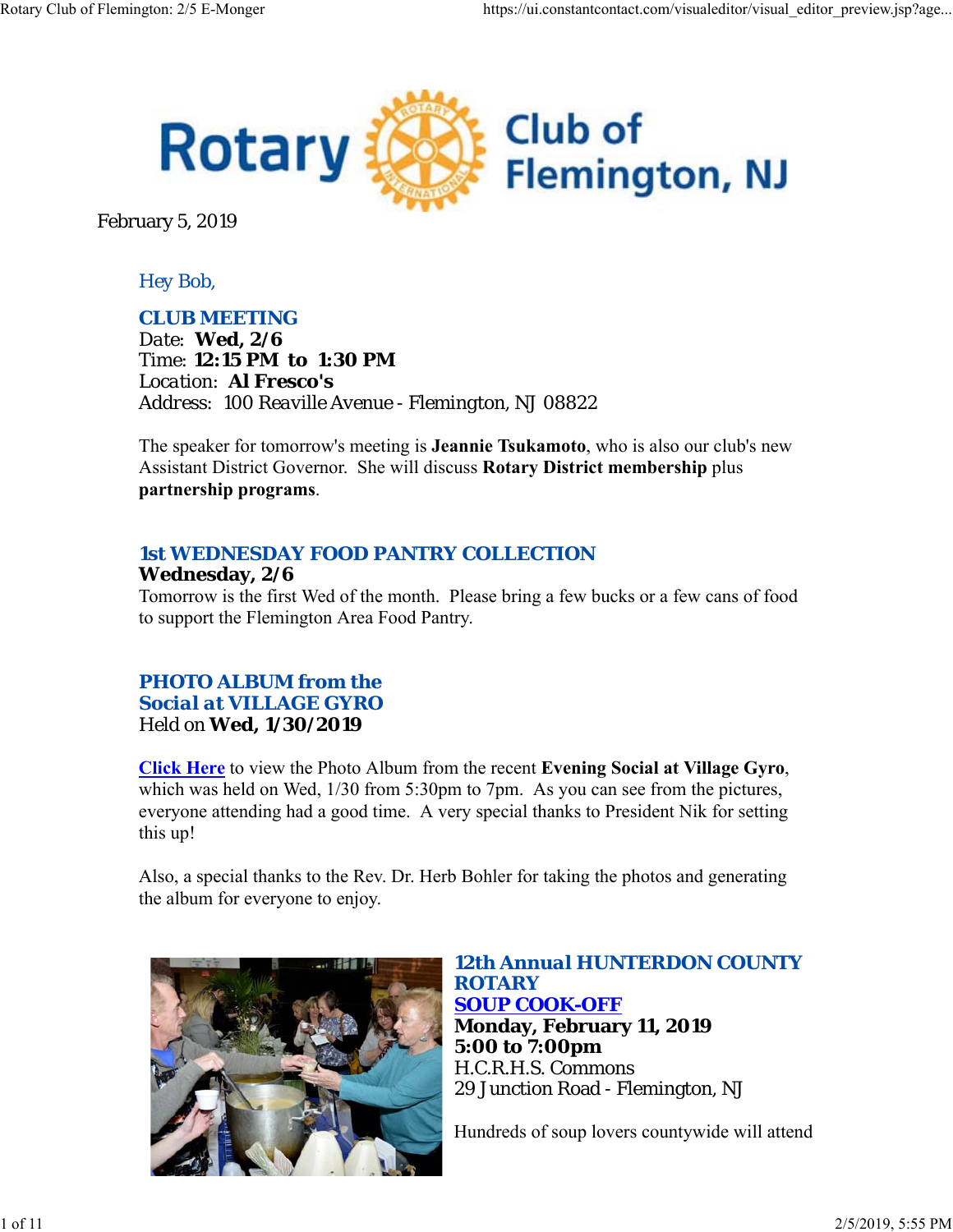# Rotary Club of Flemington, NJ

February 5, 2019

Hey Bob,

## CLUB MEETING

Date: **Wed, 2/6**
Time: **12:15 PM to 1:30 PM**
Location: **Al Fresco's**
Address: 100 Reaville Avenue - Flemington, NJ 08822

The speaker for tomorrow's meeting is **Jeannie Tsukamoto**, who is also our club's new Assistant District Governor. She will discuss **Rotary District membership** plus **partnership programs**.

## 1st WEDNESDAY FOOD PANTRY COLLECTION

**Wednesday, 2/6**

Tomorrow is the first Wed of the month. Please bring a few bucks or a few cans of food to support the Flemington Area Food Pantry.

## PHOTO ALBUM from the Social at VILLAGE GYRO

Held on **Wed, 1/30/2019**

Click Here to view the Photo Album from the recent **Evening Social at Village Gyro**, which was held on Wed, 1/30 from 5:30pm to 7pm. As you can see from the pictures, everyone attending had a good time. A very special thanks to President Nik for setting this up!

Also, a special thanks to the Rev. Dr. Herb Bohler for taking the photos and generating the album for everyone to enjoy.

## 12th Annual HUNTERDON COUNTY ROTARY SOUP COOK-OFF

**Monday, February 11, 2019**
**5:00 to 7:00pm**
H.C.R.H.S. Commons
29 Junction Road - Flemington, NJ

Hundreds of soup lovers countywide will attend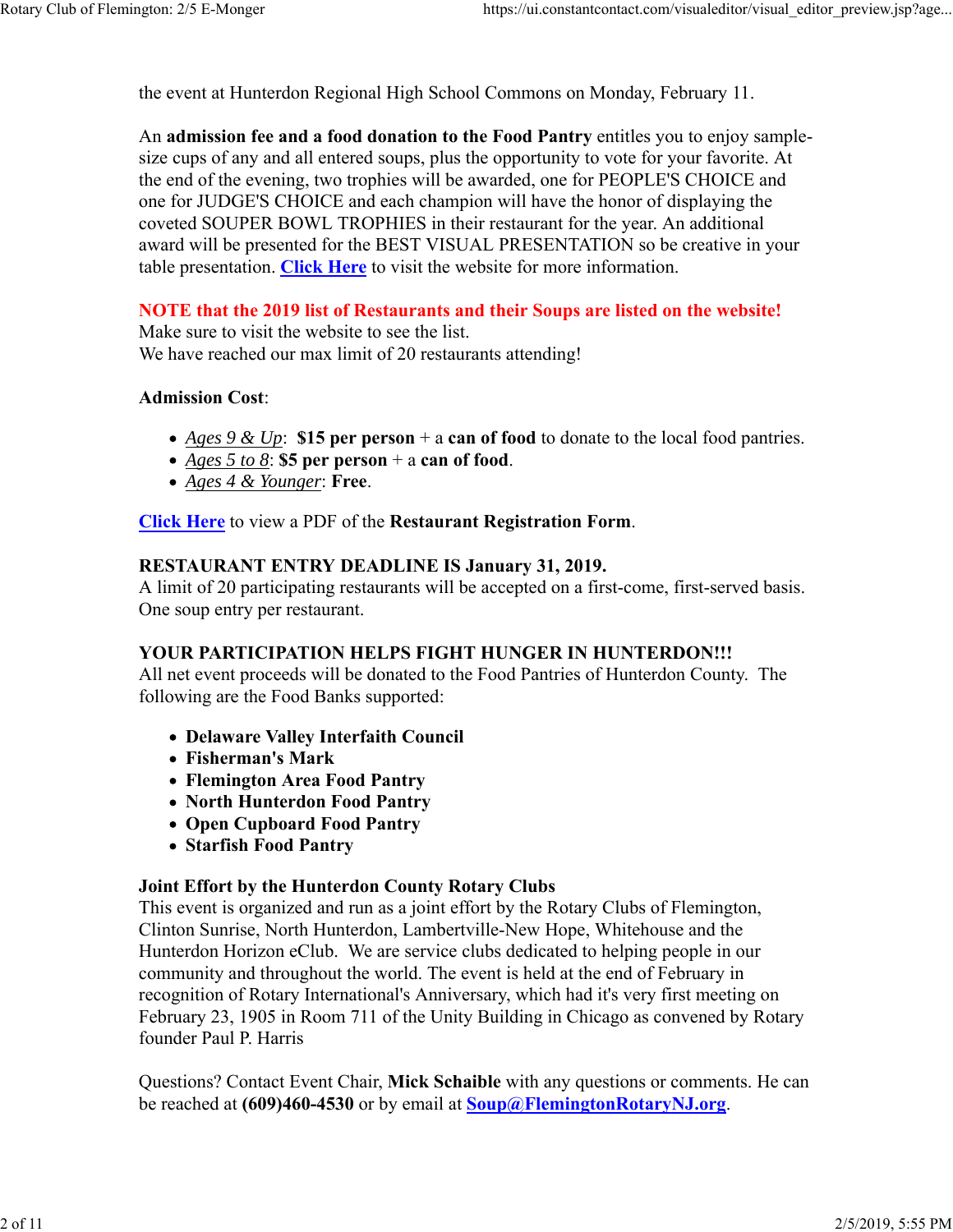the event at Hunterdon Regional High School Commons on Monday, February 11.

An **admission fee and a food donation to the Food Pantry** entitles you to enjoy sample-size cups of any and all entered soups, plus the opportunity to vote for your favorite. At the end of the evening, two trophies will be awarded, one for PEOPLE'S CHOICE and one for JUDGE'S CHOICE and each champion will have the honor of displaying the coveted SOUPER BOWL TROPHIES in their restaurant for the year. An additional award will be presented for the BEST VISUAL PRESENTATION so be creative in your table presentation. **Click Here** to visit the website for more information.

**NOTE that the 2019 list of Restaurants and their Soups are listed on the website!**
Make sure to visit the website to see the list.
We have reached our max limit of 20 restaurants attending!

**Admission Cost**:

- *Ages 9 & Up*: **$15 per person** + a **can of food** to donate to the local food pantries.
- *Ages 5 to 8*: **$5 per person** + a **can of food**.
- *Ages 4 & Younger*: **Free**.

**Click Here** to view a PDF of the **Restaurant Registration Form**.

**RESTAURANT ENTRY DEADLINE IS January 31, 2019.**
A limit of 20 participating restaurants will be accepted on a first-come, first-served basis. One soup entry per restaurant.

**YOUR PARTICIPATION HELPS FIGHT HUNGER IN HUNTERDON!!!**
All net event proceeds will be donated to the Food Pantries of Hunterdon County. The following are the Food Banks supported:

- **Delaware Valley Interfaith Council**
- **Fisherman's Mark**
- **Flemington Area Food Pantry**
- **North Hunterdon Food Pantry**
- **Open Cupboard Food Pantry**
- **Starfish Food Pantry**

**Joint Effort by the Hunterdon County Rotary Clubs**
This event is organized and run as a joint effort by the Rotary Clubs of Flemington, Clinton Sunrise, North Hunterdon, Lambertville-New Hope, Whitehouse and the Hunterdon Horizon eClub. We are service clubs dedicated to helping people in our community and throughout the world. The event is held at the end of February in recognition of Rotary International's Anniversary, which had it's very first meeting on February 23, 1905 in Room 711 of the Unity Building in Chicago as convened by Rotary founder Paul P. Harris

Questions? Contact Event Chair, **Mick Schaible** with any questions or comments. He can be reached at **(609)460-4530** or by email at **Soup@FlemingtonRotaryNJ.org**.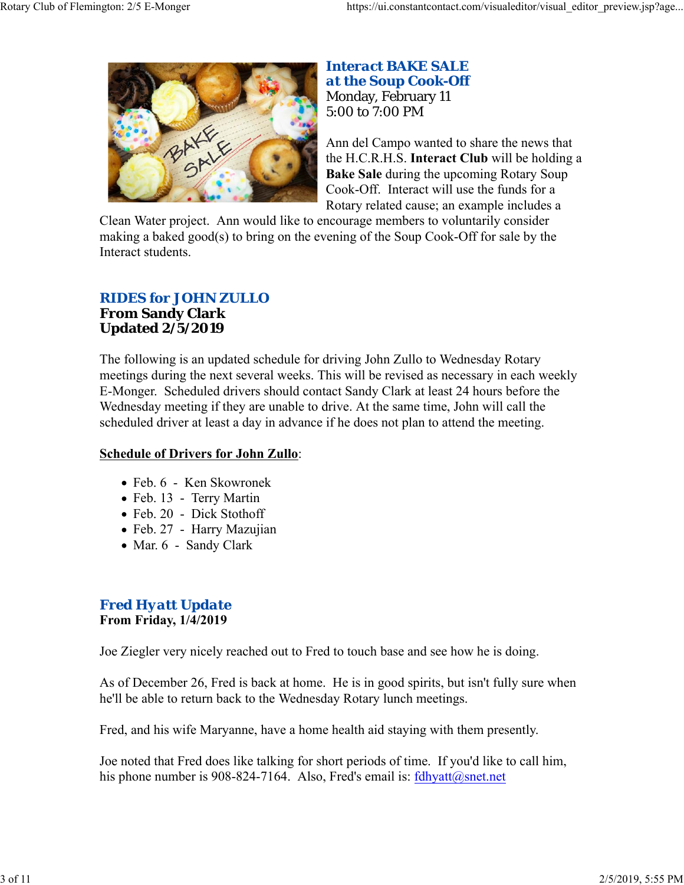## Interact BAKE SALE at the Soup Cook-Off

Monday, February 11
5:00 to 7:00 PM

Ann del Campo wanted to share the news that the H.C.R.H.S. **Interact Club** will be holding a **Bake Sale** during the upcoming Rotary Soup Cook-Off. Interact will use the funds for a Rotary related cause; an example includes a Clean Water project. Ann would like to encourage members to voluntarily consider making a baked good(s) to bring on the evening of the Soup Cook-Off for sale by the Interact students.

## RIDES for JOHN ZULLO

**From Sandy Clark**
**Updated 2/5/2019**

The following is an updated schedule for driving John Zullo to Wednesday Rotary meetings during the next several weeks. This will be revised as necessary in each weekly E-Monger. Scheduled drivers should contact Sandy Clark at least 24 hours before the Wednesday meeting if they are unable to drive. At the same time, John will call the scheduled driver at least a day in advance if he does not plan to attend the meeting.

**Schedule of Drivers for John Zullo**:

- Feb. 6 - Ken Skowronek
- Feb. 13 - Terry Martin
- Feb. 20 - Dick Stothoff
- Feb. 27 - Harry Mazujian
- Mar. 6 - Sandy Clark

## Fred Hyatt Update

**From Friday, 1/4/2019**

Joe Ziegler very nicely reached out to Fred to touch base and see how he is doing.

As of December 26, Fred is back at home. He is in good spirits, but isn't fully sure when he'll be able to return back to the Wednesday Rotary lunch meetings.

Fred, and his wife Maryanne, have a home health aid staying with them presently.

Joe noted that Fred does like talking for short periods of time. If you'd like to call him, his phone number is 908-824-7164. Also, Fred's email is: fdhyatt@snet.net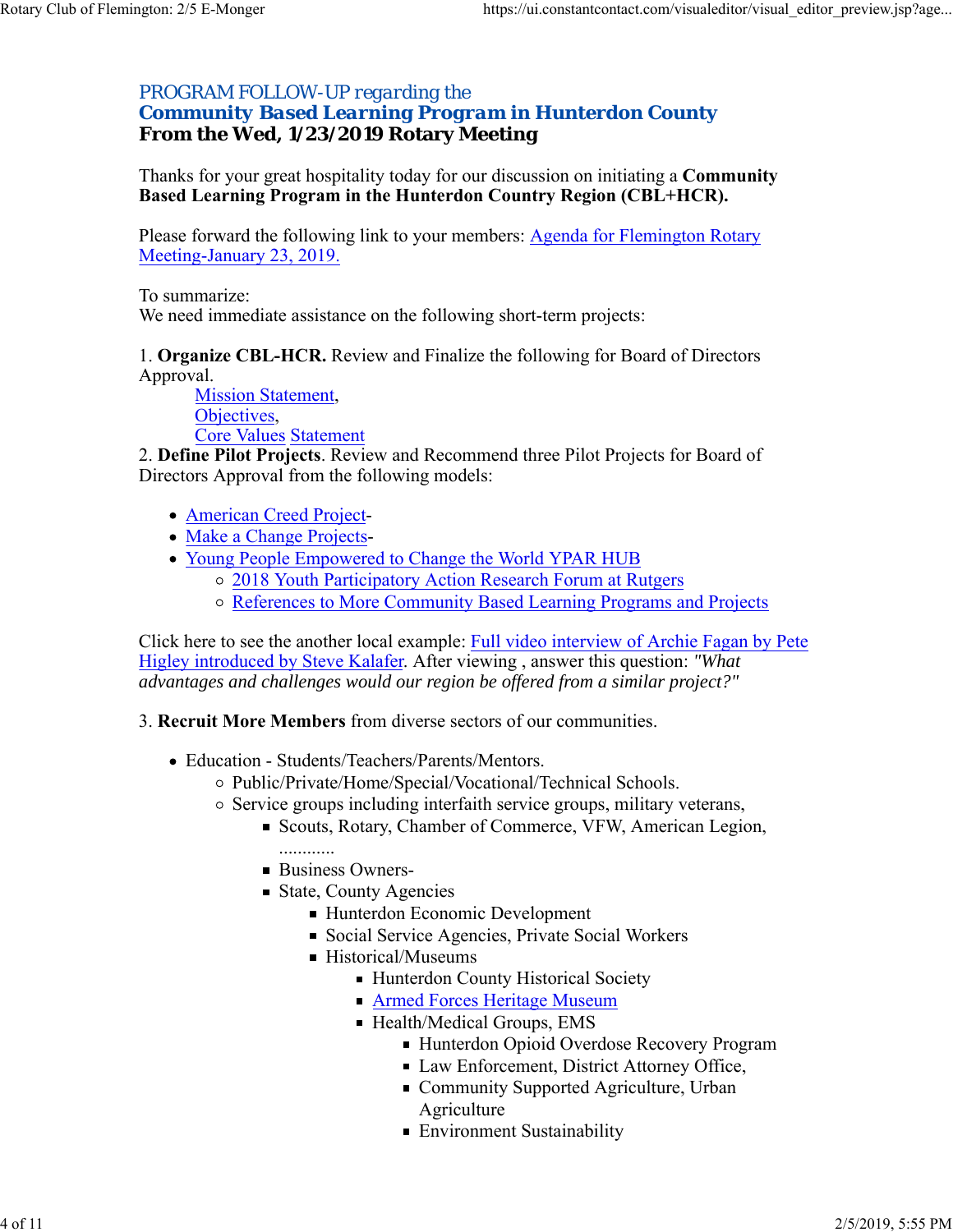## PROGRAM FOLLOW-UP regarding the
## **Community Based Learning Program in Hunterdon County**
### **From the Wed, 1/23/2019 Rotary Meeting**

Thanks for your great hospitality today for our discussion on initiating a **Community Based Learning Program in the Hunterdon Country Region (CBL+HCR).**

Please forward the following link to your members: Agenda for Flemington Rotary Meeting-January 23, 2019.

To summarize:
We need immediate assistance on the following short-term projects:

1. **Organize CBL-HCR.** Review and Finalize the following for Board of Directors Approval.
   - Mission Statement,
   - Objectives,
   - Core Values Statement

2. **Define Pilot Projects**. Review and Recommend three Pilot Projects for Board of Directors Approval from the following models:

- American Creed Project-
- Make a Change Projects-
- Young People Empowered to Change the World YPAR HUB
  - 2018 Youth Participatory Action Research Forum at Rutgers
  - References to More Community Based Learning Programs and Projects

Click here to see the another local example: Full video interview of Archie Fagan by Pete Higley introduced by Steve Kalafer. After viewing , answer this question: *"What advantages and challenges would our region be offered from a similar project?"*

3. **Recruit More Members** from diverse sectors of our communities.

- Education - Students/Teachers/Parents/Mentors.
  - Public/Private/Home/Special/Vocational/Technical Schools.
  - Service groups including interfaith service groups, military veterans,
    - Scouts, Rotary, Chamber of Commerce, VFW, American Legion, ............
    - Business Owners-
    - State, County Agencies
      - Hunterdon Economic Development
      - Social Service Agencies, Private Social Workers
      - Historical/Museums
        - Hunterdon County Historical Society
        - Armed Forces Heritage Museum
        - Health/Medical Groups, EMS
          - Hunterdon Opioid Overdose Recovery Program
          - Law Enforcement, District Attorney Office,
          - Community Supported Agriculture, Urban Agriculture
          - Environment Sustainability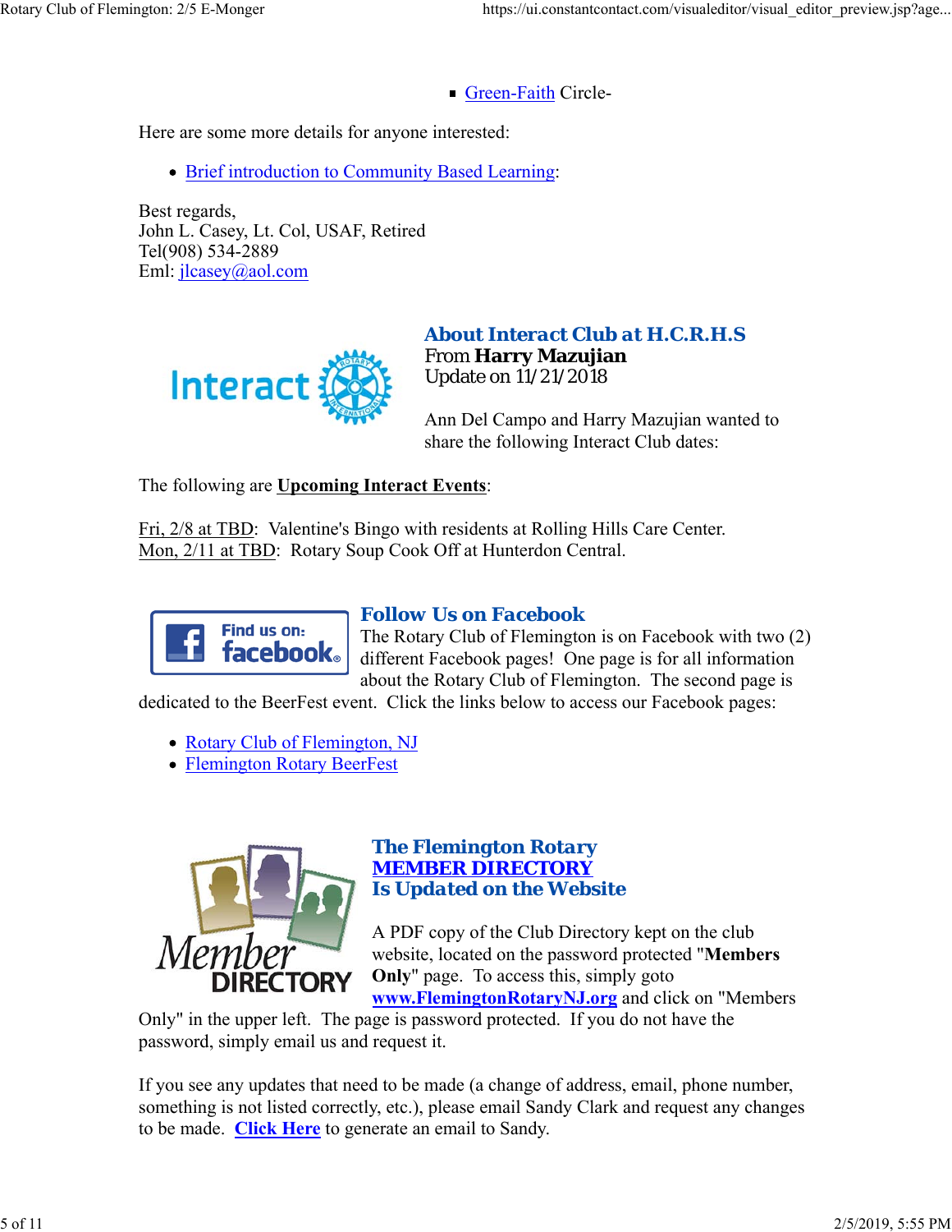- Green-Faith Circle-

Here are some more details for anyone interested:

- Brief introduction to Community Based Learning:

Best regards,
John L. Casey, Lt. Col, USAF, Retired
Tel(908) 534-2889
Eml: jlcasey@aol.com

### About Interact Club at H.C.R.H.S

From **Harry Mazujian**
Update on 11/21/2018

Ann Del Campo and Harry Mazujian wanted to share the following Interact Club dates:

The following are **Upcoming Interact Events**:

Fri, 2/8 at TBD: Valentine's Bingo with residents at Rolling Hills Care Center.
Mon, 2/11 at TBD: Rotary Soup Cook Off at Hunterdon Central.

### Follow Us on Facebook

The Rotary Club of Flemington is on Facebook with two (2) different Facebook pages! One page is for all information about the Rotary Club of Flemington. The second page is dedicated to the BeerFest event. Click the links below to access our Facebook pages:

- Rotary Club of Flemington, NJ
- Flemington Rotary BeerFest

### The Flemington Rotary MEMBER DIRECTORY Is Updated on the Website

A PDF copy of the Club Directory kept on the club website, located on the password protected "**Members Only**" page. To access this, simply goto **www.FlemingtonRotaryNJ.org** and click on "Members Only" in the upper left. The page is password protected. If you do not have the password, simply email us and request it.

If you see any updates that need to be made (a change of address, email, phone number, something is not listed correctly, etc.), please email Sandy Clark and request any changes to be made. **Click Here** to generate an email to Sandy.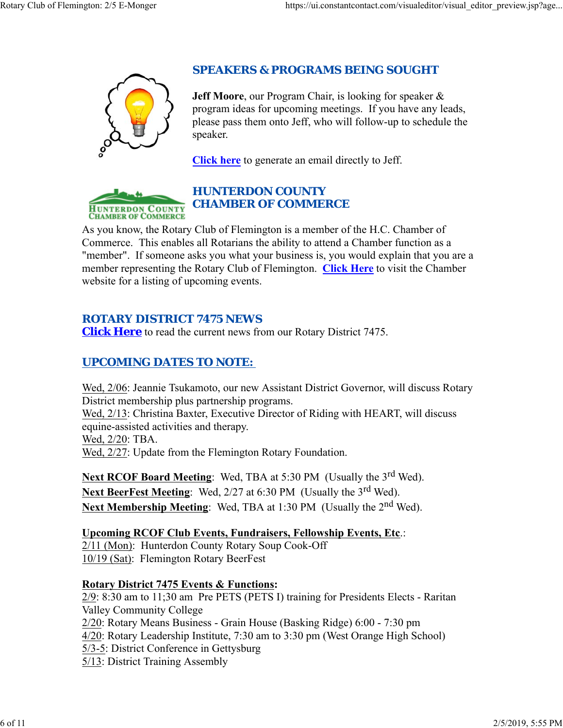## SPEAKERS & PROGRAMS BEING SOUGHT

**Jeff Moore**, our Program Chair, is looking for speaker & program ideas for upcoming meetings. If you have any leads, please pass them onto Jeff, who will follow-up to schedule the speaker.

**Click here** to generate an email directly to Jeff.

## HUNTERDON COUNTY CHAMBER OF COMMERCE

As you know, the Rotary Club of Flemington is a member of the H.C. Chamber of Commerce. This enables all Rotarians the ability to attend a Chamber function as a "member". If someone asks you what your business is, you would explain that you are a member representing the Rotary Club of Flemington. **Click Here** to visit the Chamber website for a listing of upcoming events.

## ROTARY DISTRICT 7475 NEWS

**Click Here** to read the current news from our Rotary District 7475.

## UPCOMING DATES TO NOTE:

Wed, 2/06: Jeannie Tsukamoto, our new Assistant District Governor, will discuss Rotary District membership plus partnership programs.
Wed, 2/13: Christina Baxter, Executive Director of Riding with HEART, will discuss equine-assisted activities and therapy.
Wed, 2/20: TBA.
Wed, 2/27: Update from the Flemington Rotary Foundation.

**Next RCOF Board Meeting**: Wed, TBA at 5:30 PM (Usually the 3rd Wed).
**Next BeerFest Meeting**: Wed, 2/27 at 6:30 PM (Usually the 3rd Wed).
**Next Membership Meeting**: Wed, TBA at 1:30 PM (Usually the 2nd Wed).

**Upcoming RCOF Club Events, Fundraisers, Fellowship Events, Etc**.:
2/11 (Mon): Hunterdon County Rotary Soup Cook-Off
10/19 (Sat): Flemington Rotary BeerFest

**Rotary District 7475 Events & Functions:**
2/9: 8:30 am to 11;30 am Pre PETS (PETS I) training for Presidents Elects - Raritan Valley Community College
2/20: Rotary Means Business - Grain House (Basking Ridge) 6:00 - 7:30 pm
4/20: Rotary Leadership Institute, 7:30 am to 3:30 pm (West Orange High School)
5/3-5: District Conference in Gettysburg
5/13: District Training Assembly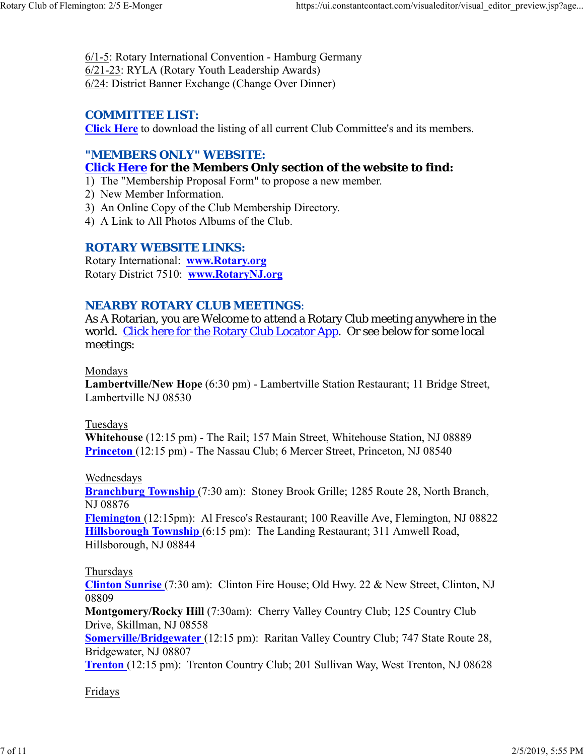6/1-5: Rotary International Convention - Hamburg Germany
6/21-23: RYLA (Rotary Youth Leadership Awards)
6/24: District Banner Exchange (Change Over Dinner)

## COMMITTEE LIST:

**Click Here** to download the listing of all current Club Committee's and its members.

## "MEMBERS ONLY" WEBSITE:

**Click Here for the Members Only section of the website to find:**

1) The "Membership Proposal Form" to propose a new member.
2) New Member Information.
3) An Online Copy of the Club Membership Directory.
4) A Link to All Photos Albums of the Club.

## ROTARY WEBSITE LINKS:

Rotary International: **www.Rotary.org**
Rotary District 7510: **www.RotaryNJ.org**

## NEARBY ROTARY CLUB MEETINGS:

As A Rotarian, you are Welcome to attend a Rotary Club meeting anywhere in the world. Click here for the Rotary Club Locator App. Or see below for some local meetings:

Mondays
**Lambertville/New Hope** (6:30 pm) - Lambertville Station Restaurant; 11 Bridge Street, Lambertville NJ 08530

Tuesdays
**Whitehouse** (12:15 pm) - The Rail; 157 Main Street, Whitehouse Station, NJ 08889
**Princeton** (12:15 pm) - The Nassau Club; 6 Mercer Street, Princeton, NJ 08540

Wednesdays
**Branchburg Township** (7:30 am): Stoney Brook Grille; 1285 Route 28, North Branch, NJ 08876
**Flemington** (12:15pm): Al Fresco's Restaurant; 100 Reaville Ave, Flemington, NJ 08822
**Hillsborough Township** (6:15 pm): The Landing Restaurant; 311 Amwell Road, Hillsborough, NJ 08844

Thursdays
**Clinton Sunrise** (7:30 am): Clinton Fire House; Old Hwy. 22 & New Street, Clinton, NJ 08809
**Montgomery/Rocky Hill** (7:30am): Cherry Valley Country Club; 125 Country Club Drive, Skillman, NJ 08558
**Somerville/Bridgewater** (12:15 pm): Raritan Valley Country Club; 747 State Route 28, Bridgewater, NJ 08807
**Trenton** (12:15 pm): Trenton Country Club; 201 Sullivan Way, West Trenton, NJ 08628

Fridays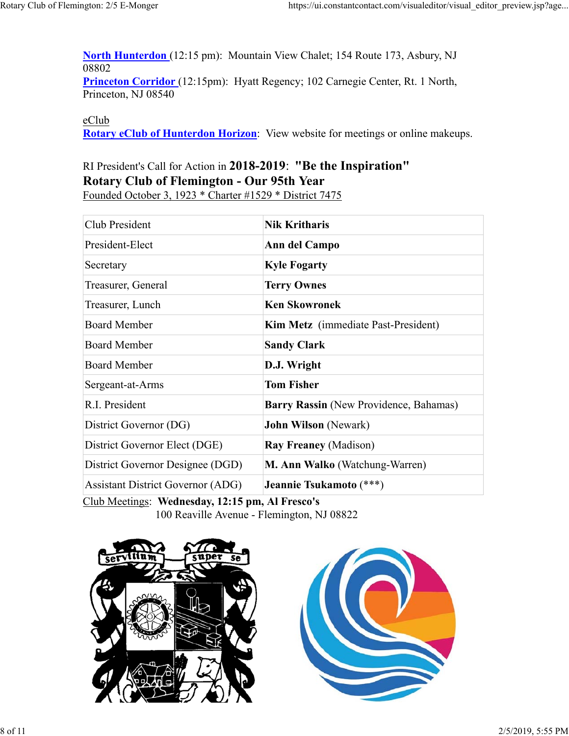**North Hunterdon** (12:15 pm): Mountain View Chalet; 154 Route 173, Asbury, NJ 08802
**Princeton Corridor** (12:15pm): Hyatt Regency; 102 Carnegie Center, Rt. 1 North, Princeton, NJ 08540

eClub
**Rotary eClub of Hunterdon Horizon**: View website for meetings or online makeups.

RI President's Call for Action in **2018-2019**: **"Be the Inspiration"**
**Rotary Club of Flemington - Our 95th Year**
Founded October 3, 1923 * Charter #1529 * District 7475

| | |
|---|---|
| Club President | **Nik Kritharis** |
| President-Elect | **Ann del Campo** |
| Secretary | **Kyle Fogarty** |
| Treasurer, General | **Terry Ownes** |
| Treasurer, Lunch | **Ken Skowronek** |
| Board Member | **Kim Metz** (immediate Past-President) |
| Board Member | **Sandy Clark** |
| Board Member | **D.J. Wright** |
| Sergeant-at-Arms | **Tom Fisher** |
| R.I. President | **Barry Rassin** (New Providence, Bahamas) |
| District Governor (DG) | **John Wilson** (Newark) |
| District Governor Elect (DGE) | **Ray Freaney** (Madison) |
| District Governor Designee (DGD) | **M. Ann Walko** (Watchung-Warren) |
| Assistant District Governor (ADG) | **Jeannie Tsukamoto** (***) |

Club Meetings: **Wednesday, 12:15 pm, Al Fresco's**
100 Reaville Avenue - Flemington, NJ 08822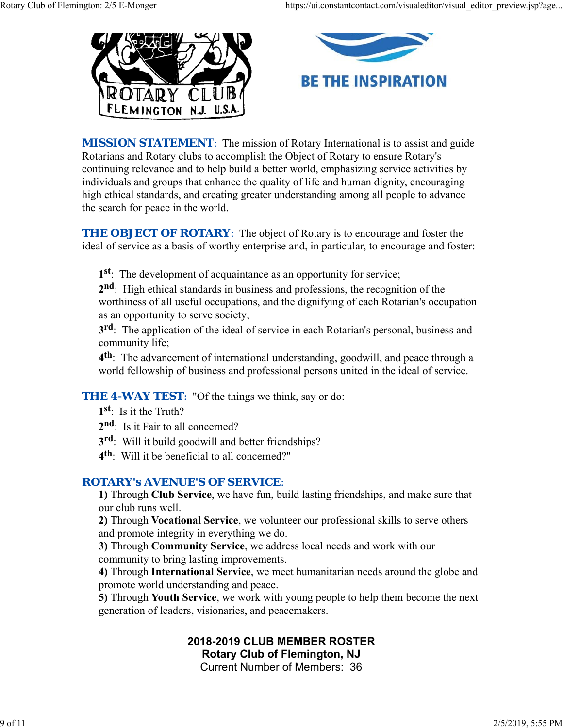BE THE INSPIRATION

**MISSION STATEMENT**: The mission of Rotary International is to assist and guide Rotarians and Rotary clubs to accomplish the Object of Rotary to ensure Rotary's continuing relevance and to help build a better world, emphasizing service activities by individuals and groups that enhance the quality of life and human dignity, encouraging high ethical standards, and creating greater understanding among all people to advance the search for peace in the world.

**THE OBJECT OF ROTARY**: The object of Rotary is to encourage and foster the ideal of service as a basis of worthy enterprise and, in particular, to encourage and foster:

**1st**: The development of acquaintance as an opportunity for service;
**2nd**: High ethical standards in business and professions, the recognition of the worthiness of all useful occupations, and the dignifying of each Rotarian's occupation as an opportunity to serve society;
**3rd**: The application of the ideal of service in each Rotarian's personal, business and community life;
**4th**: The advancement of international understanding, goodwill, and peace through a world fellowship of business and professional persons united in the ideal of service.

**THE 4-WAY TEST**: "Of the things we think, say or do:
**1st**: Is it the Truth?
**2nd**: Is it Fair to all concerned?
**3rd**: Will it build goodwill and better friendships?
**4th**: Will it be beneficial to all concerned?"

**ROTARY's AVENUE'S OF SERVICE**:
**1)** Through **Club Service**, we have fun, build lasting friendships, and make sure that our club runs well.
**2)** Through **Vocational Service**, we volunteer our professional skills to serve others and promote integrity in everything we do.
**3)** Through **Community Service**, we address local needs and work with our community to bring lasting improvements.
**4)** Through **International Service**, we meet humanitarian needs around the globe and promote world understanding and peace.
**5)** Through **Youth Service**, we work with young people to help them become the next generation of leaders, visionaries, and peacemakers.

**2018-2019 CLUB MEMBER ROSTER**
**Rotary Club of Flemington, NJ**
Current Number of Members: 36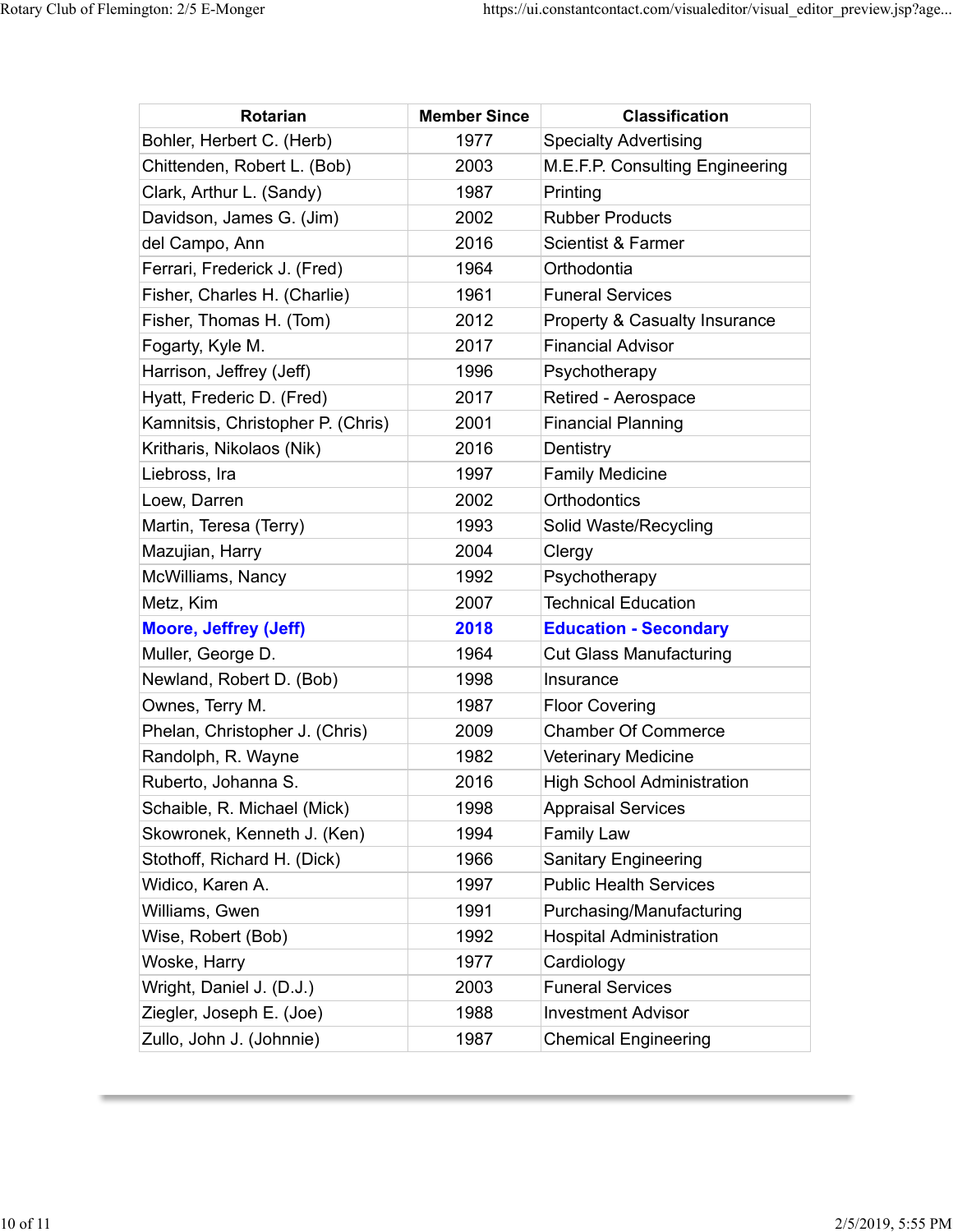| Rotarian | Member Since | Classification |
|---|---|---|
| Bohler, Herbert C. (Herb) | 1977 | Specialty Advertising |
| Chittenden, Robert L. (Bob) | 2003 | M.E.F.P. Consulting Engineering |
| Clark, Arthur L. (Sandy) | 1987 | Printing |
| Davidson, James G. (Jim) | 2002 | Rubber Products |
| del Campo, Ann | 2016 | Scientist & Farmer |
| Ferrari, Frederick J. (Fred) | 1964 | Orthodontia |
| Fisher, Charles H. (Charlie) | 1961 | Funeral Services |
| Fisher, Thomas H. (Tom) | 2012 | Property & Casualty Insurance |
| Fogarty, Kyle M. | 2017 | Financial Advisor |
| Harrison, Jeffrey (Jeff) | 1996 | Psychotherapy |
| Hyatt, Frederic D. (Fred) | 2017 | Retired - Aerospace |
| Kamnitsis, Christopher P. (Chris) | 2001 | Financial Planning |
| Kritharis, Nikolaos (Nik) | 2016 | Dentistry |
| Liebross, Ira | 1997 | Family Medicine |
| Loew, Darren | 2002 | Orthodontics |
| Martin, Teresa (Terry) | 1993 | Solid Waste/Recycling |
| Mazujian, Harry | 2004 | Clergy |
| McWilliams, Nancy | 1992 | Psychotherapy |
| Metz, Kim | 2007 | Technical Education |
| **Moore, Jeffrey (Jeff)** | **2018** | **Education - Secondary** |
| Muller, George D. | 1964 | Cut Glass Manufacturing |
| Newland, Robert D. (Bob) | 1998 | Insurance |
| Ownes, Terry M. | 1987 | Floor Covering |
| Phelan, Christopher J. (Chris) | 2009 | Chamber Of Commerce |
| Randolph, R. Wayne | 1982 | Veterinary Medicine |
| Ruberto, Johanna S. | 2016 | High School Administration |
| Schaible, R. Michael (Mick) | 1998 | Appraisal Services |
| Skowronek, Kenneth J. (Ken) | 1994 | Family Law |
| Stothoff, Richard H. (Dick) | 1966 | Sanitary Engineering |
| Widico, Karen A. | 1997 | Public Health Services |
| Williams, Gwen | 1991 | Purchasing/Manufacturing |
| Wise, Robert (Bob) | 1992 | Hospital Administration |
| Woske, Harry | 1977 | Cardiology |
| Wright, Daniel J. (D.J.) | 2003 | Funeral Services |
| Ziegler, Joseph E. (Joe) | 1988 | Investment Advisor |
| Zullo, John J. (Johnnie) | 1987 | Chemical Engineering |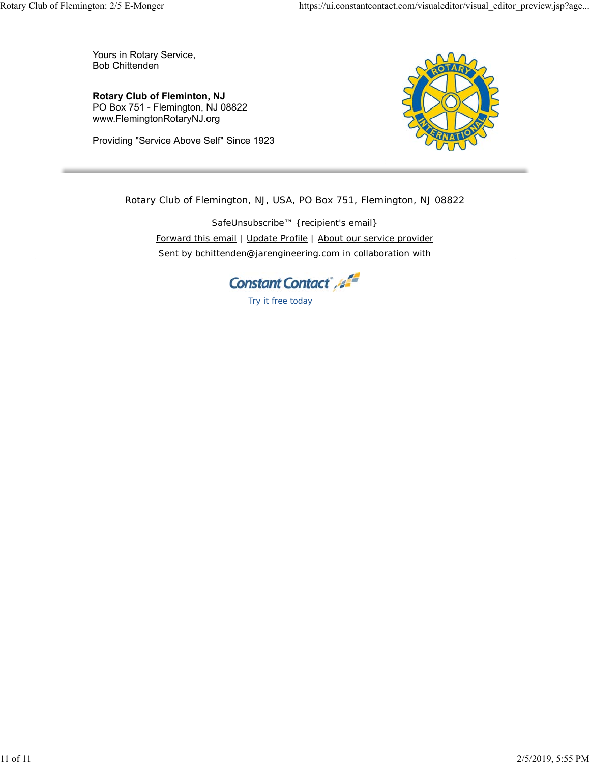Yours in Rotary Service,
Bob Chittenden

**Rotary Club of Fleminton, NJ**
PO Box 751 - Flemington, NJ 08822
www.FlemingtonRotaryNJ.org

Providing "Service Above Self" Since 1923

---

Rotary Club of Flemington, NJ, USA, PO Box 751, Flemington, NJ 08822

SafeUnsubscribe™ {recipient's email}

Forward this email | Update Profile | About our service provider

Sent by bchittenden@jarengineering.com in collaboration with

Constant Contact

Try it free today